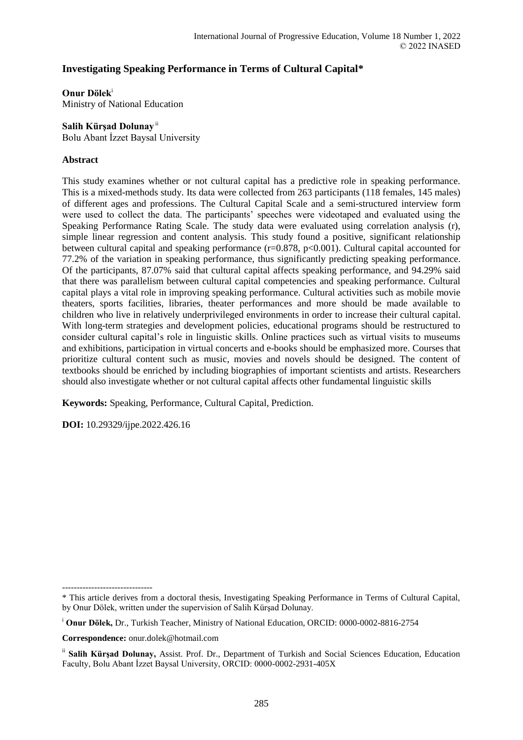# Investigating Speaking Performance in Terms of Cultural Capital*

**Onur Dölek**[i]
Ministry of National Education

**Salih Kürşad Dolunay**[ii]
Bolu Abant İzzet Baysal University

## Abstract

This study examines whether or not cultural capital has a predictive role in speaking performance. This is a mixed-methods study. Its data were collected from 263 participants (118 females, 145 males) of different ages and professions. The Cultural Capital Scale and a semi-structured interview form were used to collect the data. The participants' speeches were videotaped and evaluated using the Speaking Performance Rating Scale. The study data were evaluated using correlation analysis (r), simple linear regression and content analysis. This study found a positive, significant relationship between cultural capital and speaking performance ($r=0.878$, $p<0.001$). Cultural capital accounted for 77.2% of the variation in speaking performance, thus significantly predicting speaking performance. Of the participants, 87.07% said that cultural capital affects speaking performance, and 94.29% said that there was parallelism between cultural capital competencies and speaking performance. Cultural capital plays a vital role in improving speaking performance. Cultural activities such as mobile movie theaters, sports facilities, libraries, theater performances and more should be made available to children who live in relatively underprivileged environments in order to increase their cultural capital. With long-term strategies and development policies, educational programs should be restructured to consider cultural capital's role in linguistic skills. Online practices such as virtual visits to museums and exhibitions, participation in virtual concerts and e-books should be emphasized more. Courses that prioritize cultural content such as music, movies and novels should be designed. The content of textbooks should be enriched by including biographies of important scientists and artists. Researchers should also investigate whether or not cultural capital affects other fundamental linguistic skills

**Keywords:** Speaking, Performance, Cultural Capital, Prediction.

**DOI:** 10.29329/ijpe.2022.426.16

-------------------------------

* This article derives from a doctoral thesis, Investigating Speaking Performance in Terms of Cultural Capital, by Onur Dölek, written under the supervision of Salih Kürşad Dolunay.

[i] **Onur Dölek,** Dr., Turkish Teacher, Ministry of National Education, ORCID: 0000-0002-8816-2754

**Correspondence:** onur.dolek@hotmail.com

[ii] **Salih Kürşad Dolunay,** Assist. Prof. Dr., Department of Turkish and Social Sciences Education, Education Faculty, Bolu Abant İzzet Baysal University, ORCID: 0000-0002-2931-405X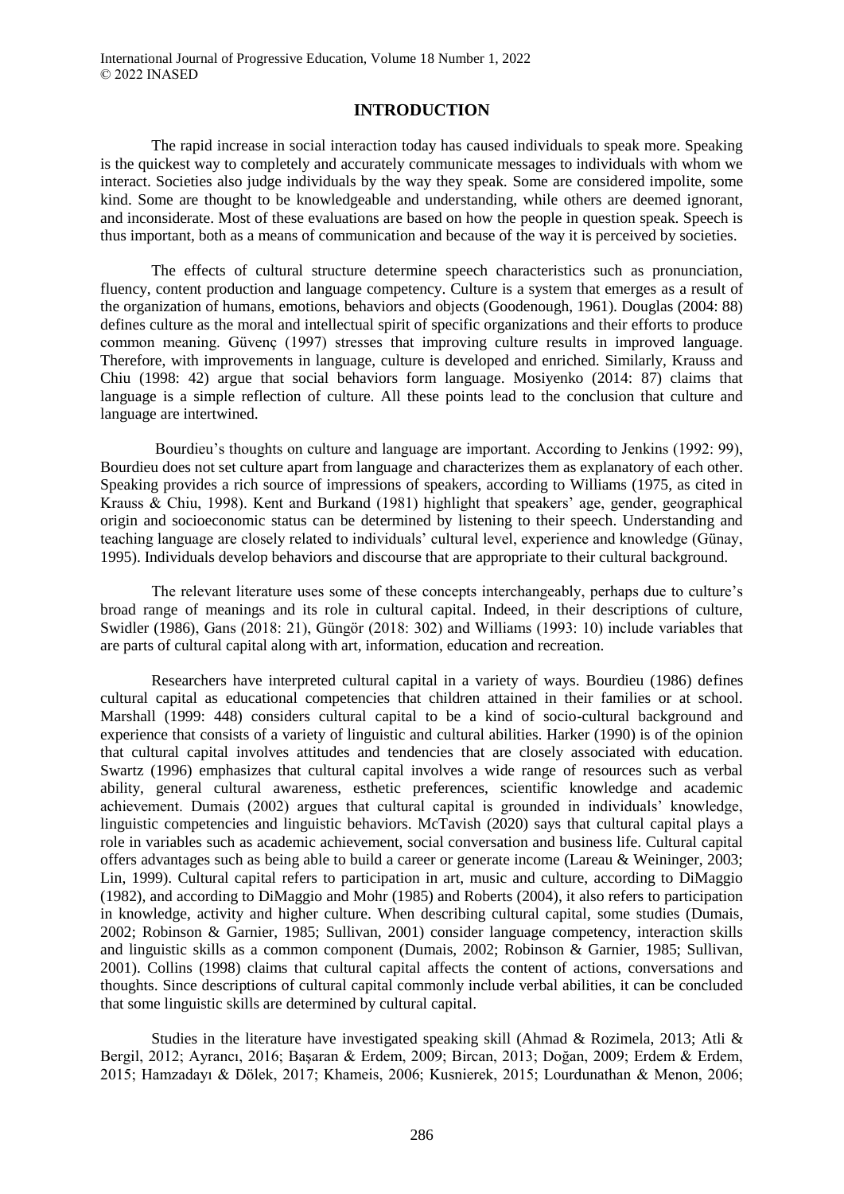## INTRODUCTION

The rapid increase in social interaction today has caused individuals to speak more. Speaking is the quickest way to completely and accurately communicate messages to individuals with whom we interact. Societies also judge individuals by the way they speak. Some are considered impolite, some kind. Some are thought to be knowledgeable and understanding, while others are deemed ignorant, and inconsiderate. Most of these evaluations are based on how the people in question speak. Speech is thus important, both as a means of communication and because of the way it is perceived by societies.

The effects of cultural structure determine speech characteristics such as pronunciation, fluency, content production and language competency. Culture is a system that emerges as a result of the organization of humans, emotions, behaviors and objects (Goodenough, 1961). Douglas (2004: 88) defines culture as the moral and intellectual spirit of specific organizations and their efforts to produce common meaning. Güvenç (1997) stresses that improving culture results in improved language. Therefore, with improvements in language, culture is developed and enriched. Similarly, Krauss and Chiu (1998: 42) argue that social behaviors form language. Mosiyenko (2014: 87) claims that language is a simple reflection of culture. All these points lead to the conclusion that culture and language are intertwined.

Bourdieu's thoughts on culture and language are important. According to Jenkins (1992: 99), Bourdieu does not set culture apart from language and characterizes them as explanatory of each other. Speaking provides a rich source of impressions of speakers, according to Williams (1975, as cited in Krauss & Chiu, 1998). Kent and Burkand (1981) highlight that speakers' age, gender, geographical origin and socioeconomic status can be determined by listening to their speech. Understanding and teaching language are closely related to individuals' cultural level, experience and knowledge (Günay, 1995). Individuals develop behaviors and discourse that are appropriate to their cultural background.

The relevant literature uses some of these concepts interchangeably, perhaps due to culture's broad range of meanings and its role in cultural capital. Indeed, in their descriptions of culture, Swidler (1986), Gans (2018: 21), Güngör (2018: 302) and Williams (1993: 10) include variables that are parts of cultural capital along with art, information, education and recreation.

Researchers have interpreted cultural capital in a variety of ways. Bourdieu (1986) defines cultural capital as educational competencies that children attained in their families or at school. Marshall (1999: 448) considers cultural capital to be a kind of socio-cultural background and experience that consists of a variety of linguistic and cultural abilities. Harker (1990) is of the opinion that cultural capital involves attitudes and tendencies that are closely associated with education. Swartz (1996) emphasizes that cultural capital involves a wide range of resources such as verbal ability, general cultural awareness, esthetic preferences, scientific knowledge and academic achievement. Dumais (2002) argues that cultural capital is grounded in individuals' knowledge, linguistic competencies and linguistic behaviors. McTavish (2020) says that cultural capital plays a role in variables such as academic achievement, social conversation and business life. Cultural capital offers advantages such as being able to build a career or generate income (Lareau & Weininger, 2003; Lin, 1999). Cultural capital refers to participation in art, music and culture, according to DiMaggio (1982), and according to DiMaggio and Mohr (1985) and Roberts (2004), it also refers to participation in knowledge, activity and higher culture. When describing cultural capital, some studies (Dumais, 2002; Robinson & Garnier, 1985; Sullivan, 2001) consider language competency, interaction skills and linguistic skills as a common component (Dumais, 2002; Robinson & Garnier, 1985; Sullivan, 2001). Collins (1998) claims that cultural capital affects the content of actions, conversations and thoughts. Since descriptions of cultural capital commonly include verbal abilities, it can be concluded that some linguistic skills are determined by cultural capital.

Studies in the literature have investigated speaking skill (Ahmad & Rozimela, 2013; Atli & Bergil, 2012; Ayrancı, 2016; Başaran & Erdem, 2009; Bircan, 2013; Doğan, 2009; Erdem & Erdem, 2015; Hamzadayı & Dölek, 2017; Khameis, 2006; Kusnierek, 2015; Lourdunathan & Menon, 2006;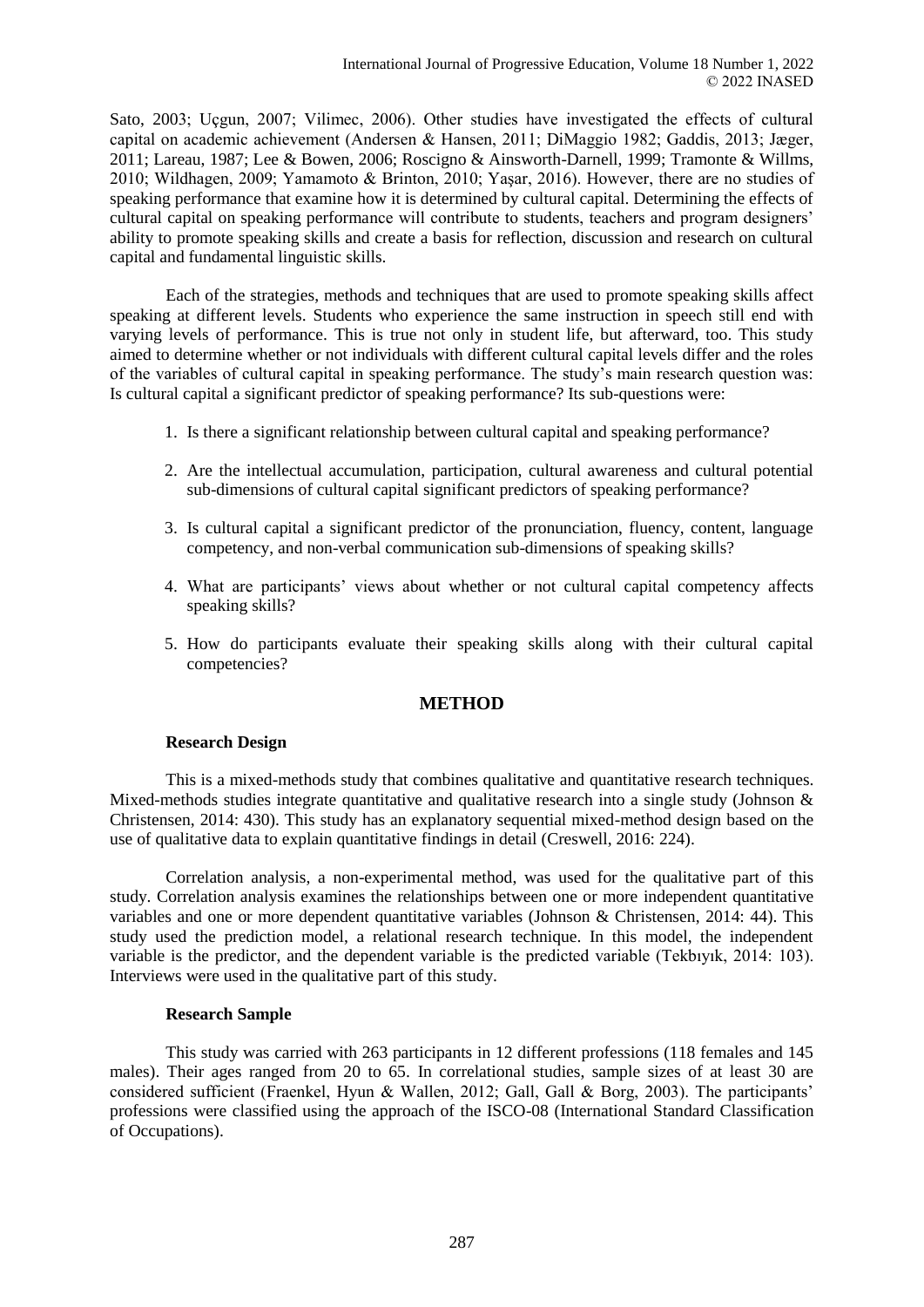Sato, 2003; Uçgun, 2007; Vilimec, 2006). Other studies have investigated the effects of cultural capital on academic achievement (Andersen & Hansen, 2011; DiMaggio 1982; Gaddis, 2013; Jæger, 2011; Lareau, 1987; Lee & Bowen, 2006; Roscigno & Ainsworth-Darnell, 1999; Tramonte & Willms, 2010; Wildhagen, 2009; Yamamoto & Brinton, 2010; Yaşar, 2016). However, there are no studies of speaking performance that examine how it is determined by cultural capital. Determining the effects of cultural capital on speaking performance will contribute to students, teachers and program designers' ability to promote speaking skills and create a basis for reflection, discussion and research on cultural capital and fundamental linguistic skills.

Each of the strategies, methods and techniques that are used to promote speaking skills affect speaking at different levels. Students who experience the same instruction in speech still end with varying levels of performance. This is true not only in student life, but afterward, too. This study aimed to determine whether or not individuals with different cultural capital levels differ and the roles of the variables of cultural capital in speaking performance. The study's main research question was: Is cultural capital a significant predictor of speaking performance? Its sub-questions were:

1. Is there a significant relationship between cultural capital and speaking performance?
2. Are the intellectual accumulation, participation, cultural awareness and cultural potential sub-dimensions of cultural capital significant predictors of speaking performance?
3. Is cultural capital a significant predictor of the pronunciation, fluency, content, language competency, and non-verbal communication sub-dimensions of speaking skills?
4. What are participants' views about whether or not cultural capital competency affects speaking skills?
5. How do participants evaluate their speaking skills along with their cultural capital competencies?

## METHOD

### Research Design

This is a mixed-methods study that combines qualitative and quantitative research techniques. Mixed-methods studies integrate quantitative and qualitative research into a single study (Johnson & Christensen, 2014: 430). This study has an explanatory sequential mixed-method design based on the use of qualitative data to explain quantitative findings in detail (Creswell, 2016: 224).

Correlation analysis, a non-experimental method, was used for the qualitative part of this study. Correlation analysis examines the relationships between one or more independent quantitative variables and one or more dependent quantitative variables (Johnson & Christensen, 2014: 44). This study used the prediction model, a relational research technique. In this model, the independent variable is the predictor, and the dependent variable is the predicted variable (Tekbıyık, 2014: 103). Interviews were used in the qualitative part of this study.

### Research Sample

This study was carried with 263 participants in 12 different professions (118 females and 145 males). Their ages ranged from 20 to 65. In correlational studies, sample sizes of at least 30 are considered sufficient (Fraenkel, Hyun & Wallen, 2012; Gall, Gall & Borg, 2003). The participants' professions were classified using the approach of the ISCO-08 (International Standard Classification of Occupations).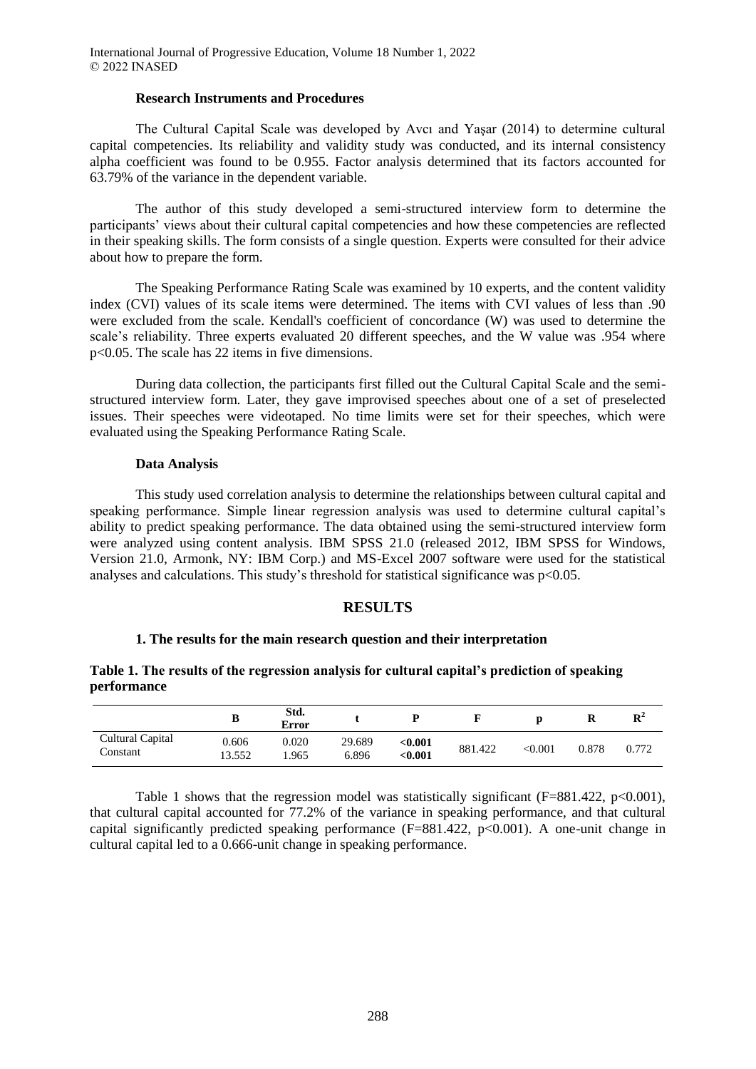#### Research Instruments and Procedures

The Cultural Capital Scale was developed by Avcı and Yaşar (2014) to determine cultural capital competencies. Its reliability and validity study was conducted, and its internal consistency alpha coefficient was found to be 0.955. Factor analysis determined that its factors accounted for 63.79% of the variance in the dependent variable.

The author of this study developed a semi-structured interview form to determine the participants' views about their cultural capital competencies and how these competencies are reflected in their speaking skills. The form consists of a single question. Experts were consulted for their advice about how to prepare the form.

The Speaking Performance Rating Scale was examined by 10 experts, and the content validity index (CVI) values of its scale items were determined. The items with CVI values of less than .90 were excluded from the scale. Kendall's coefficient of concordance (W) was used to determine the scale's reliability. Three experts evaluated 20 different speeches, and the W value was .954 where $p<0.05$. The scale has 22 items in five dimensions.

During data collection, the participants first filled out the Cultural Capital Scale and the semi-structured interview form. Later, they gave improvised speeches about one of a set of preselected issues. Their speeches were videotaped. No time limits were set for their speeches, which were evaluated using the Speaking Performance Rating Scale.

#### Data Analysis

This study used correlation analysis to determine the relationships between cultural capital and speaking performance. Simple linear regression analysis was used to determine cultural capital's ability to predict speaking performance. The data obtained using the semi-structured interview form were analyzed using content analysis. IBM SPSS 21.0 (released 2012, IBM SPSS for Windows, Version 21.0, Armonk, NY: IBM Corp.) and MS-Excel 2007 software were used for the statistical analyses and calculations. This study's threshold for statistical significance was $p<0.05$.

## RESULTS

#### 1. The results for the main research question and their interpretation

**Table 1. The results of the regression analysis for cultural capital's prediction of speaking performance**

| | B | Std. Error | t | P | F | p | R | $R^2$ |
|---|---|---|---|---|---|---|---|---|
| Cultural Capital | 0.606 | 0.020 | 29.689 | **<0.001** | 881.422 | <0.001 | 0.878 | 0.772 |
| Constant | 13.552 | 1.965 | 6.896 | **<0.001** | | | | |

Table 1 shows that the regression model was statistically significant ($F=881.422$, $p<0.001$), that cultural capital accounted for 77.2% of the variance in speaking performance, and that cultural capital significantly predicted speaking performance ($F=881.422$, $p<0.001$). A one-unit change in cultural capital led to a 0.666-unit change in speaking performance.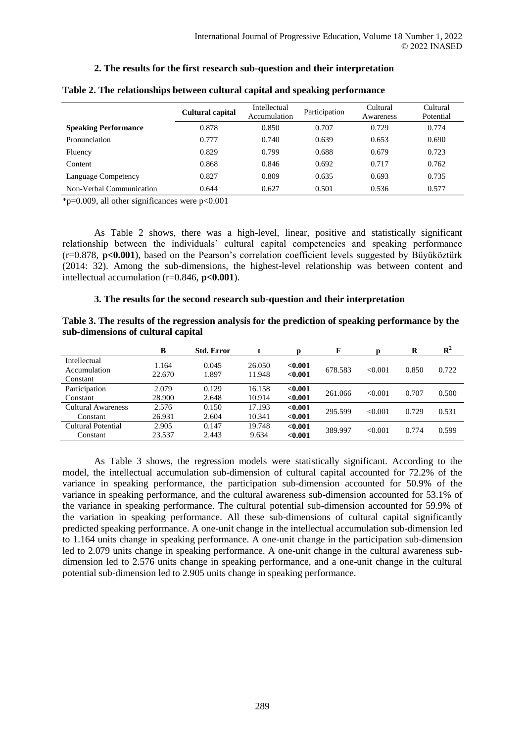### 2. The results for the first research sub-question and their interpretation

**Table 2. The relationships between cultural capital and speaking performance**

| | **Cultural capital** | Intellectual Accumulation | Participation | Cultural Awareness | Cultural Potential |
|---|---|---|---|---|---|
| **Speaking Performance** | 0.878 | 0.850 | 0.707 | 0.729 | 0.774 |
| Pronunciation | 0.777 | 0.740 | 0.639 | 0.653 | 0.690 |
| Fluency | 0.829 | 0.799 | 0.688 | 0.679 | 0.723 |
| Content | 0.868 | 0.846 | 0.692 | 0.717 | 0.762 |
| Language Competency | 0.827 | 0.809 | 0.635 | 0.693 | 0.735 |
| Non-Verbal Communication | 0.644 | 0.627 | 0.501 | 0.536 | 0.577 |

*p=0.009, all other significances were p<0.001

As Table 2 shows, there was a high-level, linear, positive and statistically significant relationship between the individuals' cultural capital competencies and speaking performance (r=0.878, **p<0.001**), based on the Pearson's correlation coefficient levels suggested by Büyüköztürk (2014: 32). Among the sub-dimensions, the highest-level relationship was between content and intellectual accumulation (r=0.846, **p<0.001**).

### 3. The results for the second research sub-question and their interpretation

**Table 3. The results of the regression analysis for the prediction of speaking performance by the sub-dimensions of cultural capital**

| | **B** | **Std. Error** | **t** | **p** | **F** | **p** | **R** | $\mathbf{R^2}$ |
|---|---|---|---|---|---|---|---|---|
| Intellectual Accumulation | 1.164 | 0.045 | 26.050 | **<0.001** | 678.583 | <0.001 | 0.850 | 0.722 |
| Constant | 22.670 | 1.897 | 11.948 | **<0.001** | | | | |
| Participation | 2.079 | 0.129 | 16.158 | **<0.001** | 261.066 | <0.001 | 0.707 | 0.500 |
| Constant | 28.900 | 2.648 | 10.914 | **<0.001** | | | | |
| Cultural Awareness | 2.576 | 0.150 | 17.193 | **<0.001** | 295.599 | <0.001 | 0.729 | 0.531 |
| Constant | 26.931 | 2.604 | 10.341 | **<0.001** | | | | |
| Cultural Potential | 2.905 | 0.147 | 19.748 | **<0.001** | 389.997 | <0.001 | 0.774 | 0.599 |
| Constant | 23.537 | 2.443 | 9.634 | **<0.001** | | | | |

As Table 3 shows, the regression models were statistically significant. According to the model, the intellectual accumulation sub-dimension of cultural capital accounted for 72.2% of the variance in speaking performance, the participation sub-dimension accounted for 50.9% of the variance in speaking performance, and the cultural awareness sub-dimension accounted for 53.1% of the variance in speaking performance. The cultural potential sub-dimension accounted for 59.9% of the variation in speaking performance. All these sub-dimensions of cultural capital significantly predicted speaking performance. A one-unit change in the intellectual accumulation sub-dimension led to 1.164 units change in speaking performance. A one-unit change in the participation sub-dimension led to 2.079 units change in speaking performance. A one-unit change in the cultural awareness sub-dimension led to 2.576 units change in speaking performance, and a one-unit change in the cultural potential sub-dimension led to 2.905 units change in speaking performance.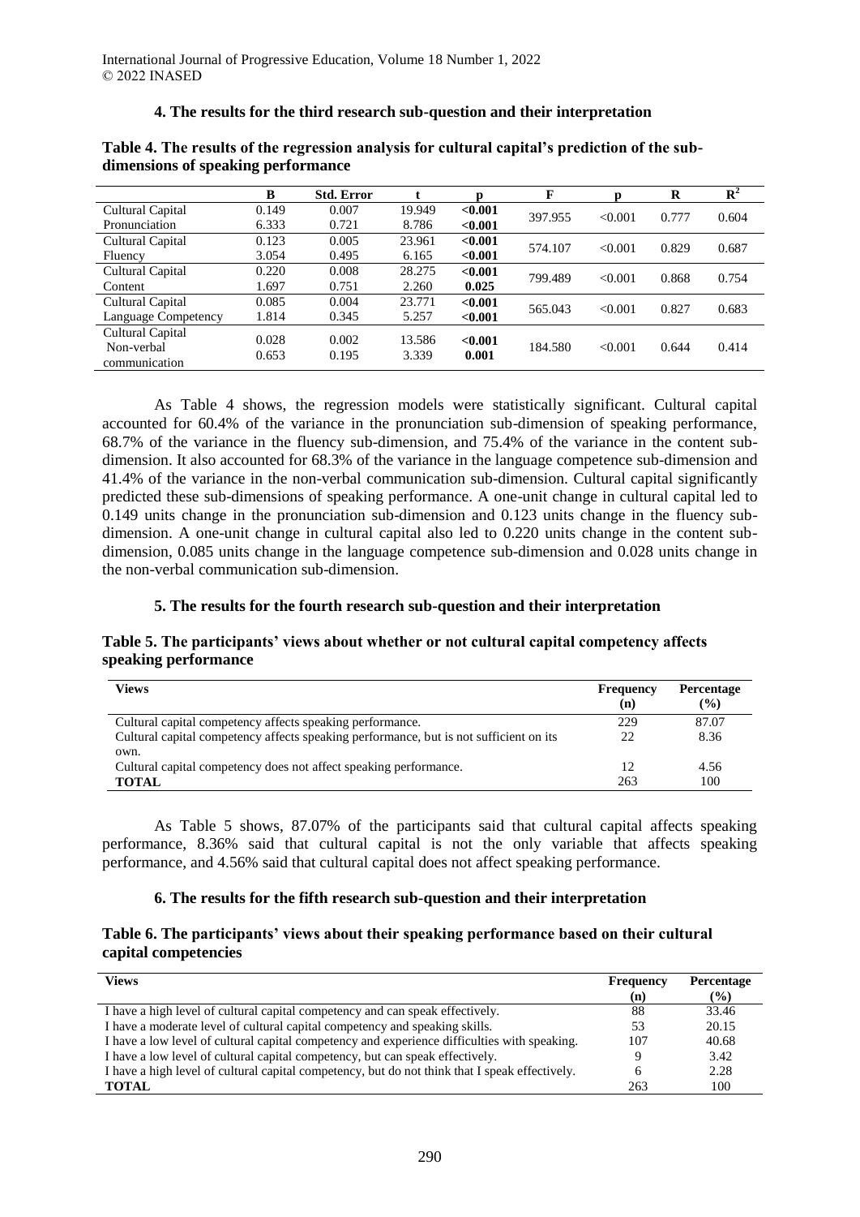### 4. The results for the third research sub-question and their interpretation

**Table 4. The results of the regression analysis for cultural capital's prediction of the sub-dimensions of speaking performance**

| | B | Std. Error | t | p | F | p | R | $R^2$ |
|---|---|---|---|---|---|---|---|---|
| Cultural Capital | 0.149 | 0.007 | 19.949 | **<0.001** | 397.955 | <0.001 | 0.777 | 0.604 |
| Pronunciation | 6.333 | 0.721 | 8.786 | **<0.001** | | | | |
| Cultural Capital | 0.123 | 0.005 | 23.961 | **<0.001** | 574.107 | <0.001 | 0.829 | 0.687 |
| Fluency | 3.054 | 0.495 | 6.165 | **<0.001** | | | | |
| Cultural Capital | 0.220 | 0.008 | 28.275 | **<0.001** | 799.489 | <0.001 | 0.868 | 0.754 |
| Content | 1.697 | 0.751 | 2.260 | **0.025** | | | | |
| Cultural Capital | 0.085 | 0.004 | 23.771 | **<0.001** | 565.043 | <0.001 | 0.827 | 0.683 |
| Language Competency | 1.814 | 0.345 | 5.257 | **<0.001** | | | | |
| Cultural Capital | 0.028 | 0.002 | 13.586 | **<0.001** | 184.580 | <0.001 | 0.644 | 0.414 |
| Non-verbal communication | 0.653 | 0.195 | 3.339 | **0.001** | | | | |

As Table 4 shows, the regression models were statistically significant. Cultural capital accounted for 60.4% of the variance in the pronunciation sub-dimension of speaking performance, 68.7% of the variance in the fluency sub-dimension, and 75.4% of the variance in the content sub-dimension. It also accounted for 68.3% of the variance in the language competence sub-dimension and 41.4% of the variance in the non-verbal communication sub-dimension. Cultural capital significantly predicted these sub-dimensions of speaking performance. A one-unit change in cultural capital led to 0.149 units change in the pronunciation sub-dimension and 0.123 units change in the fluency sub-dimension. A one-unit change in cultural capital also led to 0.220 units change in the content sub-dimension, 0.085 units change in the language competence sub-dimension and 0.028 units change in the non-verbal communication sub-dimension.

### 5. The results for the fourth research sub-question and their interpretation

**Table 5. The participants' views about whether or not cultural capital competency affects speaking performance**

| Views | Frequency (n) | Percentage (%) |
|---|---|---|
| Cultural capital competency affects speaking performance. | 229 | 87.07 |
| Cultural capital competency affects speaking performance, but is not sufficient on its own. | 22 | 8.36 |
| Cultural capital competency does not affect speaking performance. | 12 | 4.56 |
| **TOTAL** | 263 | 100 |

As Table 5 shows, 87.07% of the participants said that cultural capital affects speaking performance, 8.36% said that cultural capital is not the only variable that affects speaking performance, and 4.56% said that cultural capital does not affect speaking performance.

### 6. The results for the fifth research sub-question and their interpretation

**Table 6. The participants' views about their speaking performance based on their cultural capital competencies**

| Views | Frequency (n) | Percentage (%) |
|---|---|---|
| I have a high level of cultural capital competency and can speak effectively. | 88 | 33.46 |
| I have a moderate level of cultural capital competency and speaking skills. | 53 | 20.15 |
| I have a low level of cultural capital competency and experience difficulties with speaking. | 107 | 40.68 |
| I have a low level of cultural capital competency, but can speak effectively. | 9 | 3.42 |
| I have a high level of cultural capital competency, but do not think that I speak effectively. | 6 | 2.28 |
| **TOTAL** | 263 | 100 |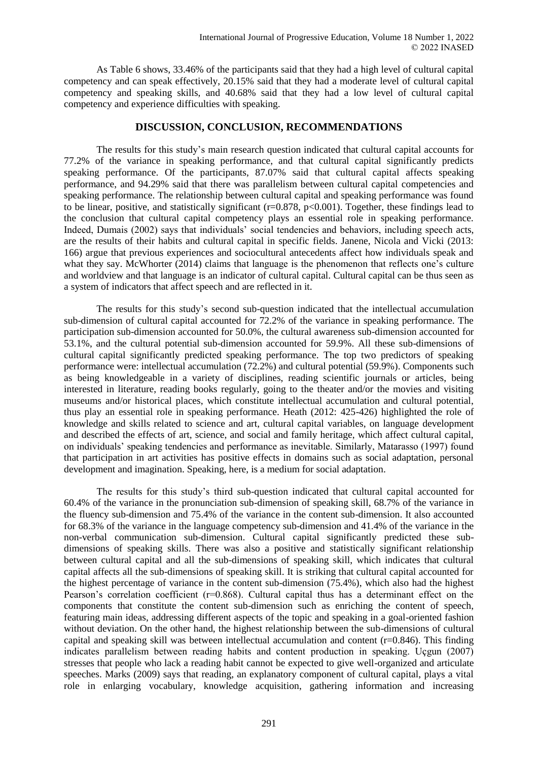As Table 6 shows, 33.46% of the participants said that they had a high level of cultural capital competency and can speak effectively, 20.15% said that they had a moderate level of cultural capital competency and speaking skills, and 40.68% said that they had a low level of cultural capital competency and experience difficulties with speaking.

## DISCUSSION, CONCLUSION, RECOMMENDATIONS

The results for this study's main research question indicated that cultural capital accounts for 77.2% of the variance in speaking performance, and that cultural capital significantly predicts speaking performance. Of the participants, 87.07% said that cultural capital affects speaking performance, and 94.29% said that there was parallelism between cultural capital competencies and speaking performance. The relationship between cultural capital and speaking performance was found to be linear, positive, and statistically significant ($r=0.878$, $p<0.001$). Together, these findings lead to the conclusion that cultural capital competency plays an essential role in speaking performance. Indeed, Dumais (2002) says that individuals' social tendencies and behaviors, including speech acts, are the results of their habits and cultural capital in specific fields. Janene, Nicola and Vicki (2013: 166) argue that previous experiences and sociocultural antecedents affect how individuals speak and what they say. McWhorter (2014) claims that language is the phenomenon that reflects one's culture and worldview and that language is an indicator of cultural capital. Cultural capital can be thus seen as a system of indicators that affect speech and are reflected in it.

The results for this study's second sub-question indicated that the intellectual accumulation sub-dimension of cultural capital accounted for 72.2% of the variance in speaking performance. The participation sub-dimension accounted for 50.0%, the cultural awareness sub-dimension accounted for 53.1%, and the cultural potential sub-dimension accounted for 59.9%. All these sub-dimensions of cultural capital significantly predicted speaking performance. The top two predictors of speaking performance were: intellectual accumulation (72.2%) and cultural potential (59.9%). Components such as being knowledgeable in a variety of disciplines, reading scientific journals or articles, being interested in literature, reading books regularly, going to the theater and/or the movies and visiting museums and/or historical places, which constitute intellectual accumulation and cultural potential, thus play an essential role in speaking performance. Heath (2012: 425-426) highlighted the role of knowledge and skills related to science and art, cultural capital variables, on language development and described the effects of art, science, and social and family heritage, which affect cultural capital, on individuals' speaking tendencies and performance as inevitable. Similarly, Matarasso (1997) found that participation in art activities has positive effects in domains such as social adaptation, personal development and imagination. Speaking, here, is a medium for social adaptation.

The results for this study's third sub-question indicated that cultural capital accounted for 60.4% of the variance in the pronunciation sub-dimension of speaking skill, 68.7% of the variance in the fluency sub-dimension and 75.4% of the variance in the content sub-dimension. It also accounted for 68.3% of the variance in the language competency sub-dimension and 41.4% of the variance in the non-verbal communication sub-dimension. Cultural capital significantly predicted these sub-dimensions of speaking skills. There was also a positive and statistically significant relationship between cultural capital and all the sub-dimensions of speaking skill, which indicates that cultural capital affects all the sub-dimensions of speaking skill. It is striking that cultural capital accounted for the highest percentage of variance in the content sub-dimension (75.4%), which also had the highest Pearson's correlation coefficient ($r=0.868$). Cultural capital thus has a determinant effect on the components that constitute the content sub-dimension such as enriching the content of speech, featuring main ideas, addressing different aspects of the topic and speaking in a goal-oriented fashion without deviation. On the other hand, the highest relationship between the sub-dimensions of cultural capital and speaking skill was between intellectual accumulation and content ($r=0.846$). This finding indicates parallelism between reading habits and content production in speaking. Uçgun (2007) stresses that people who lack a reading habit cannot be expected to give well-organized and articulate speeches. Marks (2009) says that reading, an explanatory component of cultural capital, plays a vital role in enlarging vocabulary, knowledge acquisition, gathering information and increasing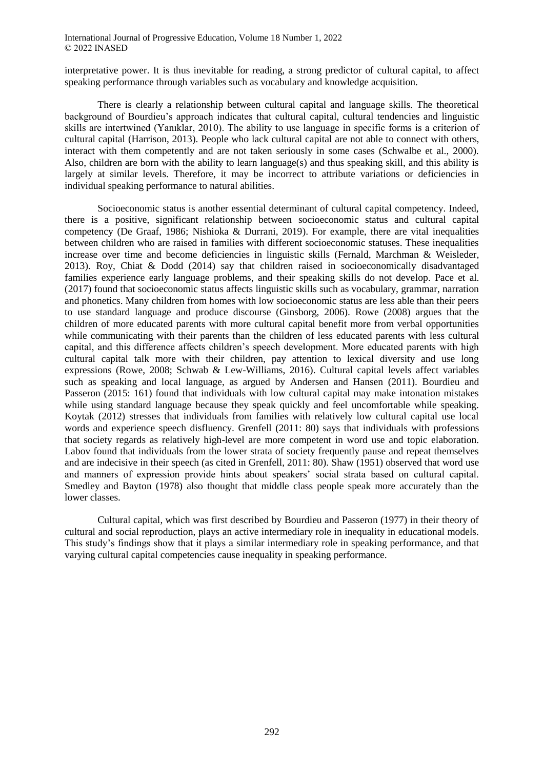interpretative power. It is thus inevitable for reading, a strong predictor of cultural capital, to affect speaking performance through variables such as vocabulary and knowledge acquisition.

There is clearly a relationship between cultural capital and language skills. The theoretical background of Bourdieu's approach indicates that cultural capital, cultural tendencies and linguistic skills are intertwined (Yanıklar, 2010). The ability to use language in specific forms is a criterion of cultural capital (Harrison, 2013). People who lack cultural capital are not able to connect with others, interact with them competently and are not taken seriously in some cases (Schwalbe et al., 2000). Also, children are born with the ability to learn language(s) and thus speaking skill, and this ability is largely at similar levels. Therefore, it may be incorrect to attribute variations or deficiencies in individual speaking performance to natural abilities.

Socioeconomic status is another essential determinant of cultural capital competency. Indeed, there is a positive, significant relationship between socioeconomic status and cultural capital competency (De Graaf, 1986; Nishioka & Durrani, 2019). For example, there are vital inequalities between children who are raised in families with different socioeconomic statuses. These inequalities increase over time and become deficiencies in linguistic skills (Fernald, Marchman & Weisleder, 2013). Roy, Chiat & Dodd (2014) say that children raised in socioeconomically disadvantaged families experience early language problems, and their speaking skills do not develop. Pace et al. (2017) found that socioeconomic status affects linguistic skills such as vocabulary, grammar, narration and phonetics. Many children from homes with low socioeconomic status are less able than their peers to use standard language and produce discourse (Ginsborg, 2006). Rowe (2008) argues that the children of more educated parents with more cultural capital benefit more from verbal opportunities while communicating with their parents than the children of less educated parents with less cultural capital, and this difference affects children's speech development. More educated parents with high cultural capital talk more with their children, pay attention to lexical diversity and use long expressions (Rowe, 2008; Schwab & Lew-Williams, 2016). Cultural capital levels affect variables such as speaking and local language, as argued by Andersen and Hansen (2011). Bourdieu and Passeron (2015: 161) found that individuals with low cultural capital may make intonation mistakes while using standard language because they speak quickly and feel uncomfortable while speaking. Koytak (2012) stresses that individuals from families with relatively low cultural capital use local words and experience speech disfluency. Grenfell (2011: 80) says that individuals with professions that society regards as relatively high-level are more competent in word use and topic elaboration. Labov found that individuals from the lower strata of society frequently pause and repeat themselves and are indecisive in their speech (as cited in Grenfell, 2011: 80). Shaw (1951) observed that word use and manners of expression provide hints about speakers' social strata based on cultural capital. Smedley and Bayton (1978) also thought that middle class people speak more accurately than the lower classes.

Cultural capital, which was first described by Bourdieu and Passeron (1977) in their theory of cultural and social reproduction, plays an active intermediary role in inequality in educational models. This study's findings show that it plays a similar intermediary role in speaking performance, and that varying cultural capital competencies cause inequality in speaking performance.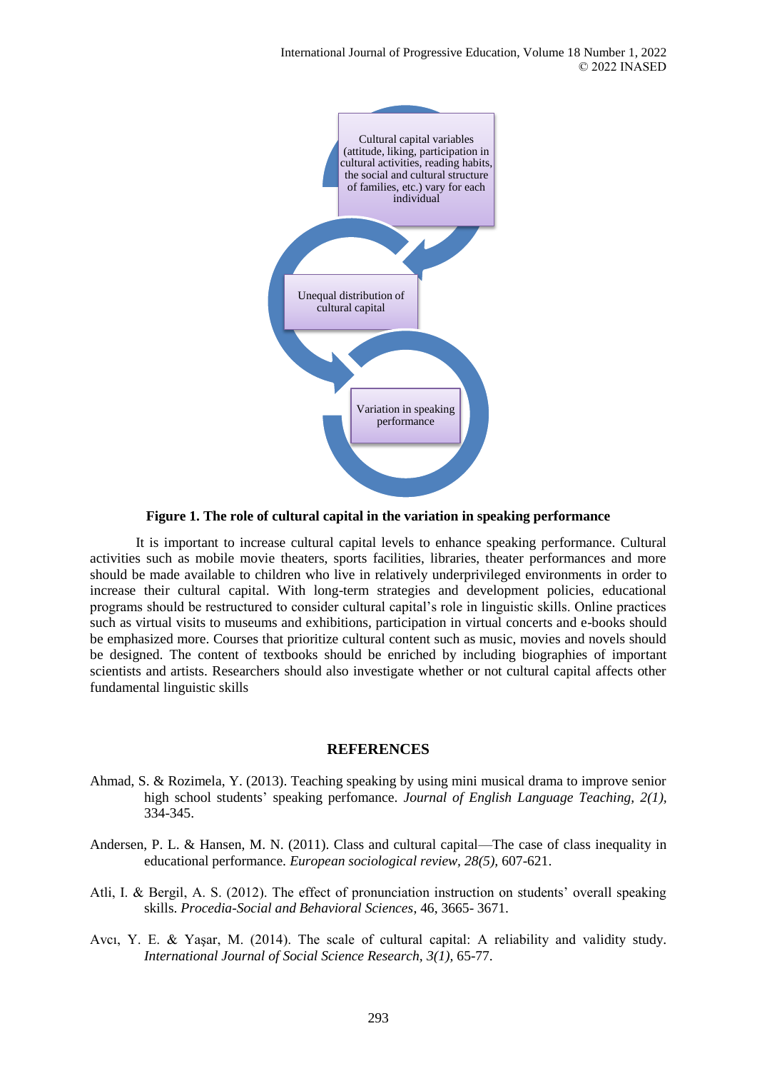Cultural capital variables (attitude, liking, participation in cultural activities, reading habits, the social and cultural structure of families, etc.) vary for each individual

Unequal distribution of cultural capital

Variation in speaking performance

**Figure 1. The role of cultural capital in the variation in speaking performance**

It is important to increase cultural capital levels to enhance speaking performance. Cultural activities such as mobile movie theaters, sports facilities, libraries, theater performances and more should be made available to children who live in relatively underprivileged environments in order to increase their cultural capital. With long-term strategies and development policies, educational programs should be restructured to consider cultural capital's role in linguistic skills. Online practices such as virtual visits to museums and exhibitions, participation in virtual concerts and e-books should be emphasized more. Courses that prioritize cultural content such as music, movies and novels should be designed. The content of textbooks should be enriched by including biographies of important scientists and artists. Researchers should also investigate whether or not cultural capital affects other fundamental linguistic skills

## REFERENCES

Ahmad, S. & Rozimela, Y. (2013). Teaching speaking by using mini musical drama to improve senior high school students' speaking perfomance. *Journal of English Language Teaching, 2(1),* 334-345.

Andersen, P. L. & Hansen, M. N. (2011). Class and cultural capital—The case of class inequality in educational performance. *European sociological review, 28(5),* 607-621.

Atli, I. & Bergil, A. S. (2012). The effect of pronunciation instruction on students' overall speaking skills. *Procedia-Social and Behavioral Sciences*, 46, 3665- 3671.

Avcı, Y. E. & Yaşar, M. (2014). The scale of cultural capital: A reliability and validity study. *International Journal of Social Science Research, 3(1),* 65-77.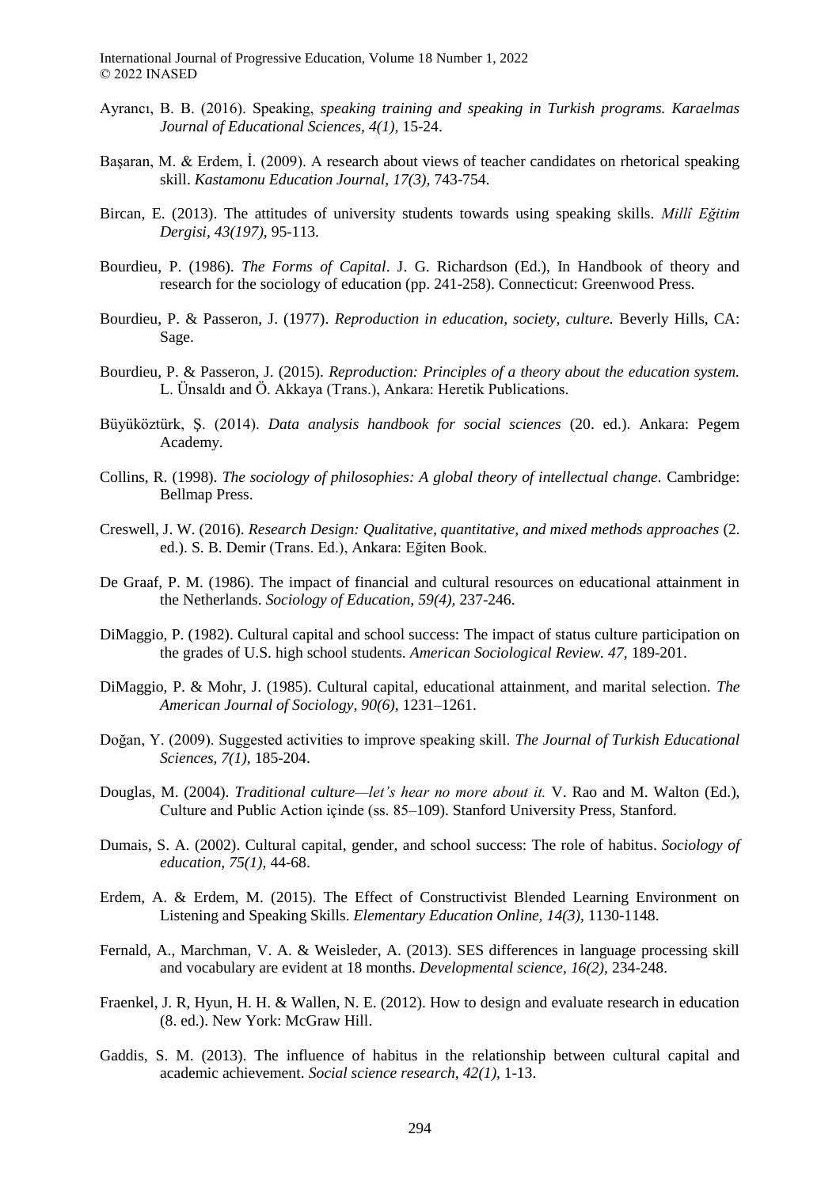Ayrancı, B. B. (2016). Speaking, *speaking training and speaking in Turkish programs. Karaelmas Journal of Educational Sciences, 4(1),* 15-24.

Başaran, M. & Erdem, İ. (2009). A research about views of teacher candidates on rhetorical speaking skill. *Kastamonu Education Journal, 17(3),* 743-754.

Bircan, E. (2013). The attitudes of university students towards using speaking skills. *Millî Eğitim Dergisi, 43(197),* 95-113.

Bourdieu, P. (1986). *The Forms of Capital*. J. G. Richardson (Ed.), In Handbook of theory and research for the sociology of education (pp. 241-258). Connecticut: Greenwood Press.

Bourdieu, P. & Passeron, J. (1977). *Reproduction in education, society, culture.* Beverly Hills, CA: Sage.

Bourdieu, P. & Passeron, J. (2015). *Reproduction: Principles of a theory about the education system.* L. Ünsaldı and Ö. Akkaya (Trans.), Ankara: Heretik Publications.

Büyüköztürk, Ş. (2014). *Data analysis handbook for social sciences* (20. ed.). Ankara: Pegem Academy.

Collins, R. (1998). *The sociology of philosophies: A global theory of intellectual change.* Cambridge: Bellmap Press.

Creswell, J. W. (2016). *Research Design: Qualitative, quantitative, and mixed methods approaches* (2. ed.). S. B. Demir (Trans. Ed.), Ankara: Eğiten Book.

De Graaf, P. M. (1986). The impact of financial and cultural resources on educational attainment in the Netherlands. *Sociology of Education, 59(4),* 237-246.

DiMaggio, P. (1982). Cultural capital and school success: The impact of status culture participation on the grades of U.S. high school students. *American Sociological Review. 47,* 189-201.

DiMaggio, P. & Mohr, J. (1985). Cultural capital, educational attainment, and marital selection. *The American Journal of Sociology, 90(6),* 1231–1261.

Doğan, Y. (2009). Suggested activities to improve speaking skill. *The Journal of Turkish Educational Sciences, 7(1),* 185-204.

Douglas, M. (2004). *Traditional culture—let's hear no more about it.* V. Rao and M. Walton (Ed.), Culture and Public Action içinde (ss. 85–109). Stanford University Press, Stanford.

Dumais, S. A. (2002). Cultural capital, gender, and school success: The role of habitus. *Sociology of education, 75(1),* 44-68.

Erdem, A. & Erdem, M. (2015). The Effect of Constructivist Blended Learning Environment on Listening and Speaking Skills. *Elementary Education Online, 14(3),* 1130-1148.

Fernald, A., Marchman, V. A. & Weisleder, A. (2013). SES differences in language processing skill and vocabulary are evident at 18 months. *Developmental science, 16(2),* 234-248.

Fraenkel, J. R, Hyun, H. H. & Wallen, N. E. (2012). How to design and evaluate research in education (8. ed.). New York: McGraw Hill.

Gaddis, S. M. (2013). The influence of habitus in the relationship between cultural capital and academic achievement. *Social science research, 42(1),* 1-13.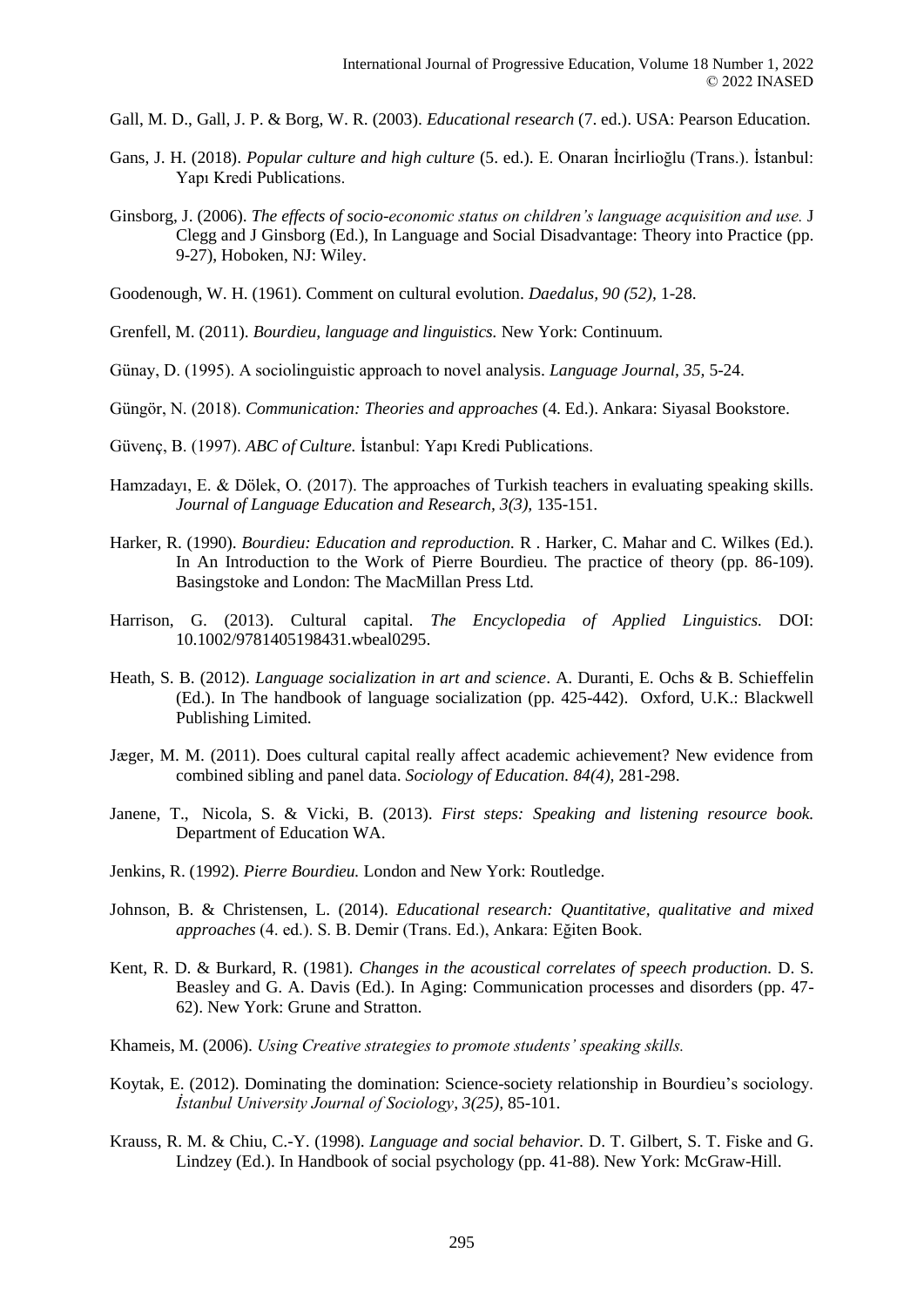Gall, M. D., Gall, J. P. & Borg, W. R. (2003). *Educational research* (7. ed.). USA: Pearson Education.

Gans, J. H. (2018). *Popular culture and high culture* (5. ed.). E. Onaran İncirlioğlu (Trans.). İstanbul: Yapı Kredi Publications.

Ginsborg, J. (2006). *The effects of socio-economic status on children's language acquisition and use.* J Clegg and J Ginsborg (Ed.), In Language and Social Disadvantage: Theory into Practice (pp. 9-27), Hoboken, NJ: Wiley.

Goodenough, W. H. (1961). Comment on cultural evolution. *Daedalus, 90 (52),* 1-28.

Grenfell, M. (2011). *Bourdieu, language and linguistics.* New York: Continuum.

Günay, D. (1995). A sociolinguistic approach to novel analysis. *Language Journal, 35,* 5-24.

Güngör, N. (2018). *Communication: Theories and approaches* (4. Ed.). Ankara: Siyasal Bookstore.

Güvenç, B. (1997). *ABC of Culture.* İstanbul: Yapı Kredi Publications.

Hamzadayı, E. & Dölek, O. (2017). The approaches of Turkish teachers in evaluating speaking skills. *Journal of Language Education and Research, 3(3),* 135-151.

Harker, R. (1990). *Bourdieu: Education and reproduction.* R . Harker, C. Mahar and C. Wilkes (Ed.). In An Introduction to the Work of Pierre Bourdieu. The practice of theory (pp. 86-109). Basingstoke and London: The MacMillan Press Ltd.

Harrison, G. (2013). Cultural capital. *The Encyclopedia of Applied Linguistics.* DOI: 10.1002/9781405198431.wbeal0295.

Heath, S. B. (2012). *Language socialization in art and science*. A. Duranti, E. Ochs & B. Schieffelin (Ed.). In The handbook of language socialization (pp. 425-442). Oxford, U.K.: Blackwell Publishing Limited.

Jæger, M. M. (2011). Does cultural capital really affect academic achievement? New evidence from combined sibling and panel data. *Sociology of Education. 84(4),* 281-298.

Janene, T., Nicola, S. & Vicki, B. (2013). *First steps: Speaking and listening resource book.* Department of Education WA.

Jenkins, R. (1992). *Pierre Bourdieu.* London and New York: Routledge.

Johnson, B. & Christensen, L. (2014). *Educational research: Quantitative, qualitative and mixed approaches* (4. ed.). S. B. Demir (Trans. Ed.), Ankara: Eğiten Book.

Kent, R. D. & Burkard, R. (1981). *Changes in the acoustical correlates of speech production.* D. S. Beasley and G. A. Davis (Ed.). In Aging: Communication processes and disorders (pp. 47-62). New York: Grune and Stratton.

Khameis, M. (2006). *Using Creative strategies to promote students' speaking skills.*

Koytak, E. (2012). Dominating the domination: Science-society relationship in Bourdieu's sociology. *İstanbul University Journal of Sociology*, *3(25),* 85-101.

Krauss, R. M. & Chiu, C.-Y. (1998). *Language and social behavior.* D. T. Gilbert, S. T. Fiske and G. Lindzey (Ed.). In Handbook of social psychology (pp. 41-88). New York: McGraw-Hill.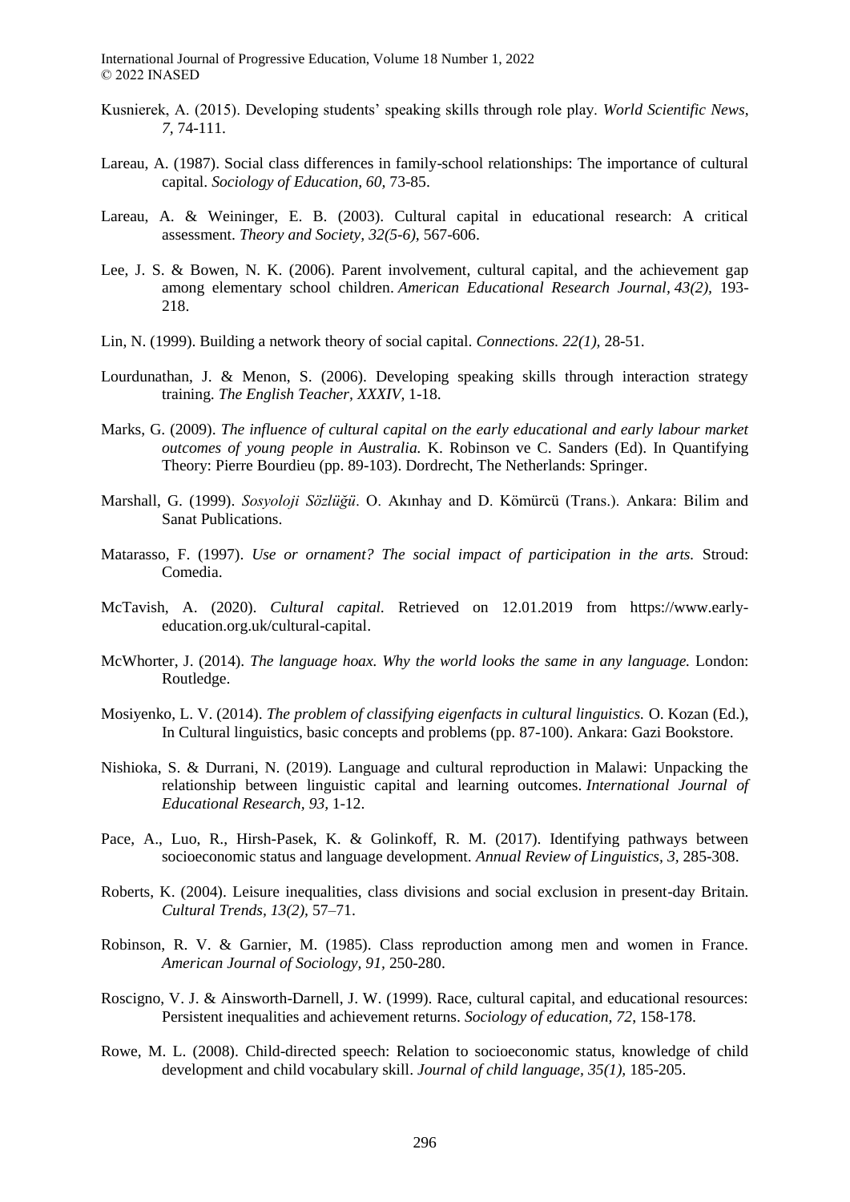Kusnierek, A. (2015). Developing students' speaking skills through role play. *World Scientific News*, *7*, 74-111.

Lareau, A. (1987). Social class differences in family-school relationships: The importance of cultural capital. *Sociology of Education, 60,* 73-85.

Lareau, A. & Weininger, E. B. (2003). Cultural capital in educational research: A critical assessment. *Theory and Society, 32(5-6),* 567-606.

Lee, J. S. & Bowen, N. K. (2006). Parent involvement, cultural capital, and the achievement gap among elementary school children. *American Educational Research Journal*, *43(2),* 193-218.

Lin, N. (1999). Building a network theory of social capital. *Connections. 22(1),* 28-51.

Lourdunathan, J. & Menon, S. (2006). Developing speaking skills through interaction strategy training. *The English Teacher, XXXIV,* 1-18.

Marks, G. (2009). *The influence of cultural capital on the early educational and early labour market outcomes of young people in Australia.* K. Robinson ve C. Sanders (Ed). In Quantifying Theory: Pierre Bourdieu (pp. 89-103). Dordrecht, The Netherlands: Springer.

Marshall, G. (1999). *Sosyoloji Sözlüğü*. O. Akınhay and D. Kömürcü (Trans.). Ankara: Bilim and Sanat Publications.

Matarasso, F. (1997). *Use or ornament? The social impact of participation in the arts.* Stroud: Comedia.

McTavish, A. (2020). *Cultural capital.* Retrieved on 12.01.2019 from https://www.early-education.org.uk/cultural-capital.

McWhorter, J. (2014). *The language hoax. Why the world looks the same in any language.* London: Routledge.

Mosiyenko, L. V. (2014). *The problem of classifying eigenfacts in cultural linguistics.* O. Kozan (Ed.), In Cultural linguistics, basic concepts and problems (pp. 87-100). Ankara: Gazi Bookstore.

Nishioka, S. & Durrani, N. (2019). Language and cultural reproduction in Malawi: Unpacking the relationship between linguistic capital and learning outcomes. *International Journal of Educational Research, 93,* 1-12.

Pace, A., Luo, R., Hirsh-Pasek, K. & Golinkoff, R. M. (2017). Identifying pathways between socioeconomic status and language development. *Annual Review of Linguistics, 3,* 285-308.

Roberts, K. (2004). Leisure inequalities, class divisions and social exclusion in present-day Britain. *Cultural Trends*, *13(2),* 57–71.

Robinson, R. V. & Garnier, M. (1985). Class reproduction among men and women in France. *American Journal of Sociology, 91,* 250-280.

Roscigno, V. J. & Ainsworth-Darnell, J. W. (1999). Race, cultural capital, and educational resources: Persistent inequalities and achievement returns. *Sociology of education, 72*, 158-178.

Rowe, M. L. (2008). Child-directed speech: Relation to socioeconomic status, knowledge of child development and child vocabulary skill. *Journal of child language, 35(1),* 185-205.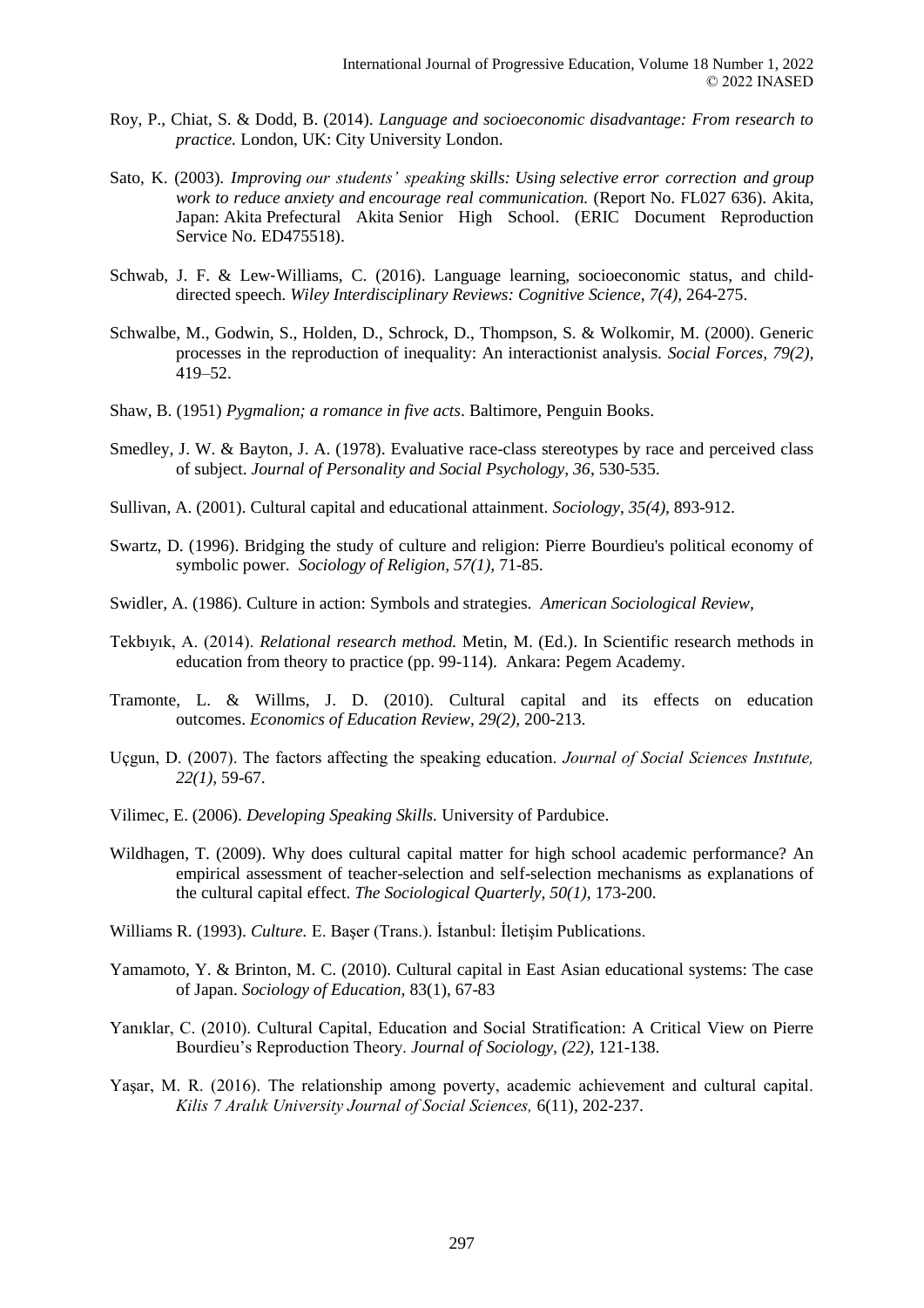Roy, P., Chiat, S. & Dodd, B. (2014). *Language and socioeconomic disadvantage: From research to practice.* London, UK: City University London.

Sato, K. (2003). *Improving our students' speaking skills: Using selective error correction and group work to reduce anxiety and encourage real communication.* (Report No. FL027 636). Akita, Japan: Akita Prefectural Akita Senior High School. (ERIC Document Reproduction Service No. ED475518).

Schwab, J. F. & Lew-Williams, C. (2016). Language learning, socioeconomic status, and child-directed speech. *Wiley Interdisciplinary Reviews: Cognitive Science, 7(4),* 264-275.

Schwalbe, M., Godwin, S., Holden, D., Schrock, D., Thompson, S. & Wolkomir, M. (2000). Generic processes in the reproduction of inequality: An interactionist analysis. *Social Forces, 79(2),* 419–52.

Shaw, B. (1951) *Pygmalion; a romance in five acts*. Baltimore, Penguin Books.

Smedley, J. W. & Bayton, J. A. (1978). Evaluative race-class stereotypes by race and perceived class of subject. *Journal of Personality and Social Psychology, 36*, 530-535.

Sullivan, A. (2001). Cultural capital and educational attainment. *Sociology, 35(4),* 893-912.

Swartz, D. (1996). Bridging the study of culture and religion: Pierre Bourdieu's political economy of symbolic power. *Sociology of Religion, 57(1),* 71-85.

Swidler, A. (1986). Culture in action: Symbols and strategies. *American Sociological Review,*

Tekbıyık, A. (2014). *Relational research method.* Metin, M. (Ed.). In Scientific research methods in education from theory to practice (pp. 99-114). Ankara: Pegem Academy.

Tramonte, L. & Willms, J. D. (2010). Cultural capital and its effects on education outcomes. *Economics of Education Review, 29(2),* 200-213.

Uçgun, D. (2007). The factors affecting the speaking education. *Journal of Social Sciences Institute, 22(1),* 59-67.

Vilimec, E. (2006). *Developing Speaking Skills.* University of Pardubice.

Wildhagen, T. (2009). Why does cultural capital matter for high school academic performance? An empirical assessment of teacher-selection and self-selection mechanisms as explanations of the cultural capital effect. *The Sociological Quarterly, 50(1),* 173-200.

Williams R. (1993). *Culture.* E. Başer (Trans.). İstanbul: İletişim Publications.

Yamamoto, Y. & Brinton, M. C. (2010). Cultural capital in East Asian educational systems: The case of Japan. *Sociology of Education,* 83(1), 67-83

Yanıklar, C. (2010). Cultural Capital, Education and Social Stratification: A Critical View on Pierre Bourdieu's Reproduction Theory. *Journal of Sociology, (22),* 121-138.

Yaşar, M. R. (2016). The relationship among poverty, academic achievement and cultural capital. *Kilis 7 Aralık University Journal of Social Sciences,* 6(11), 202-237.